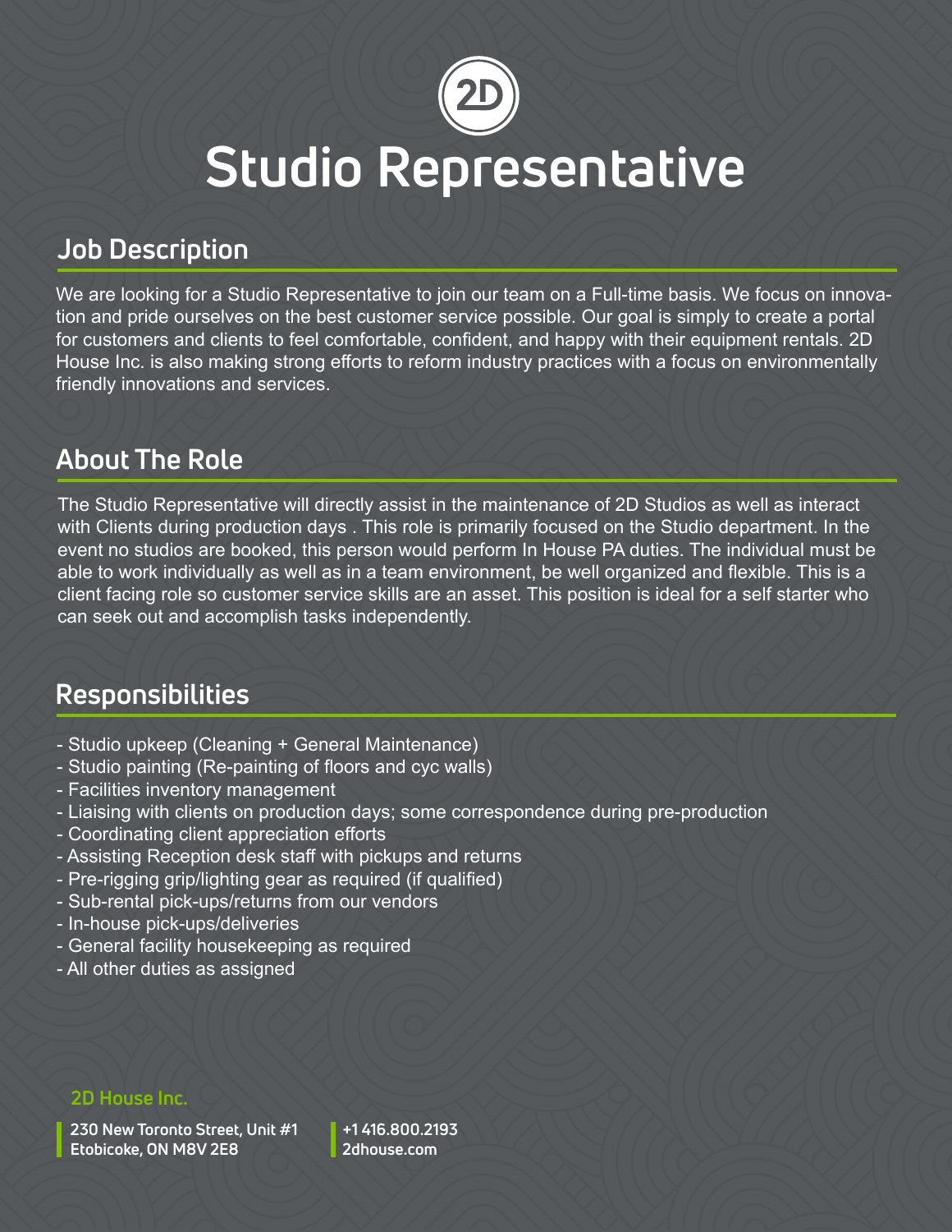# Studio Representative

## Job Description

We are looking for a Studio Representative to join our team on a Full-time basis. We focus on innovation and pride ourselves on the best customer service possible. Our goal is simply to create a portal for customers and clients to feel comfortable, confident, and happy with their equipment rentals. 2D House Inc. is also making strong efforts to reform industry practices with a focus on environmentally friendly innovations and services.

## About The Role

The Studio Representative will directly assist in the maintenance of 2D Studios as well as interact with Clients during production days . This role is primarily focused on the Studio department. In the event no studios are booked, this person would perform In House PA duties. The individual must be able to work individually as well as in a team environment, be well organized and flexible. This is a client facing role so customer service skills are an asset. This position is ideal for a self starter who can seek out and accomplish tasks independently.

## Responsibilities

- Studio upkeep (Cleaning + General Maintenance)
- Studio painting (Re-painting of floors and cyc walls)
- Facilities inventory management
- Liaising with clients on production days; some correspondence during pre-production
- Coordinating client appreciation efforts
- Assisting Reception desk staff with pickups and returns
- Pre-rigging grip/lighting gear as required (if qualified)
- Sub-rental pick-ups/returns from our vendors
- In-house pick-ups/deliveries
- General facility housekeeping as required
- All other duties as assigned

**2D House Inc.**

230 New Toronto Street, Unit #1
Etobicoke, ON M8V 2E8

+1 416.800.2193
2dhouse.com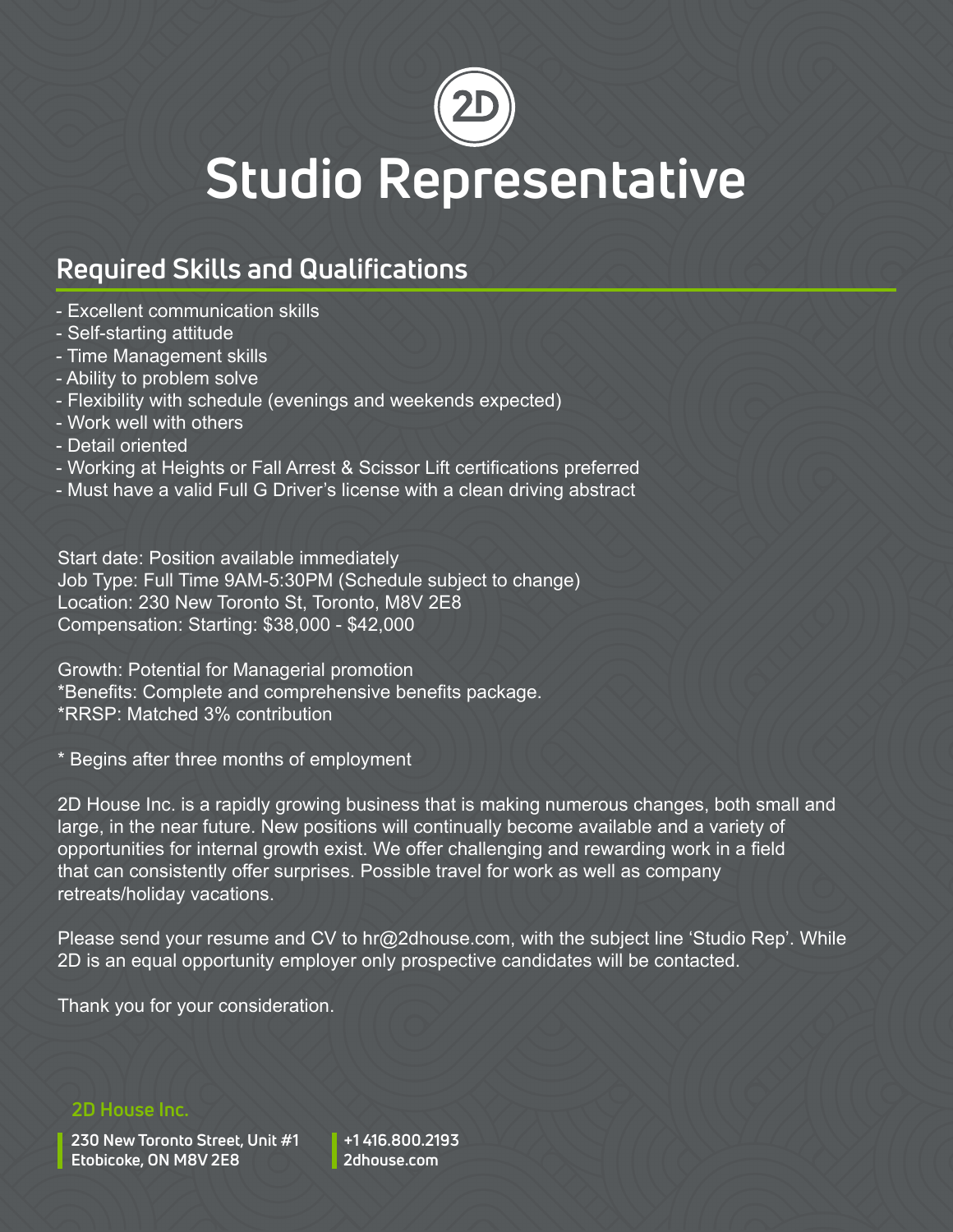# Studio Representative

## Required Skills and Qualifications

- Excellent communication skills
- Self-starting attitude
- Time Management skills
- Ability to problem solve
- Flexibility with schedule (evenings and weekends expected)
- Work well with others
- Detail oriented
- Working at Heights or Fall Arrest & Scissor Lift certifications preferred
- Must have a valid Full G Driver's license with a clean driving abstract

Start date: Position available immediately
Job Type: Full Time 9AM-5:30PM (Schedule subject to change)
Location: 230 New Toronto St, Toronto, M8V 2E8
Compensation: Starting: $38,000 - $42,000

Growth: Potential for Managerial promotion
*Benefits: Complete and comprehensive benefits package.
*RRSP: Matched 3% contribution

* Begins after three months of employment

2D House Inc. is a rapidly growing business that is making numerous changes, both small and large, in the near future. New positions will continually become available and a variety of opportunities for internal growth exist. We offer challenging and rewarding work in a field that can consistently offer surprises. Possible travel for work as well as company retreats/holiday vacations.

Please send your resume and CV to hr@2dhouse.com, with the subject line 'Studio Rep'. While 2D is an equal opportunity employer only prospective candidates will be contacted.

Thank you for your consideration.

**2D House Inc.**

230 New Toronto Street, Unit #1
Etobicoke, ON M8V 2E8

+1 416.800.2193
2dhouse.com